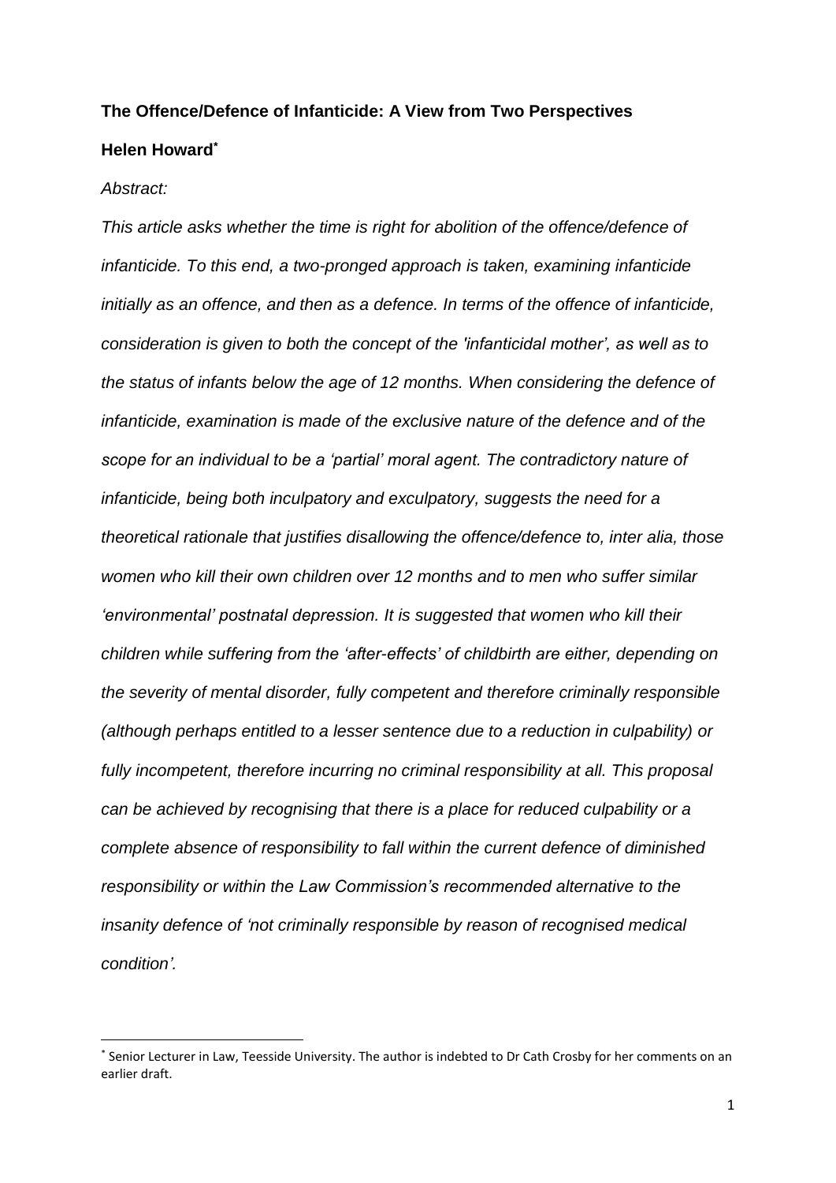**The Offence/Defence of Infanticide: A View from Two Perspectives**

**Helen Howard***

*Abstract:*

*This article asks whether the time is right for abolition of the offence/defence of infanticide. To this end, a two-pronged approach is taken, examining infanticide initially as an offence, and then as a defence. In terms of the offence of infanticide, consideration is given to both the concept of the 'infanticidal mother', as well as to the status of infants below the age of 12 months. When considering the defence of infanticide, examination is made of the exclusive nature of the defence and of the scope for an individual to be a 'partial' moral agent. The contradictory nature of infanticide, being both inculpatory and exculpatory, suggests the need for a theoretical rationale that justifies disallowing the offence/defence to, inter alia, those women who kill their own children over 12 months and to men who suffer similar 'environmental' postnatal depression. It is suggested that women who kill their children while suffering from the 'after-effects' of childbirth are either, depending on the severity of mental disorder, fully competent and therefore criminally responsible (although perhaps entitled to a lesser sentence due to a reduction in culpability) or fully incompetent, therefore incurring no criminal responsibility at all. This proposal can be achieved by recognising that there is a place for reduced culpability or a complete absence of responsibility to fall within the current defence of diminished responsibility or within the Law Commission's recommended alternative to the insanity defence of 'not criminally responsible by reason of recognised medical condition'.*

---

\* Senior Lecturer in Law, Teesside University. The author is indebted to Dr Cath Crosby for her comments on an earlier draft.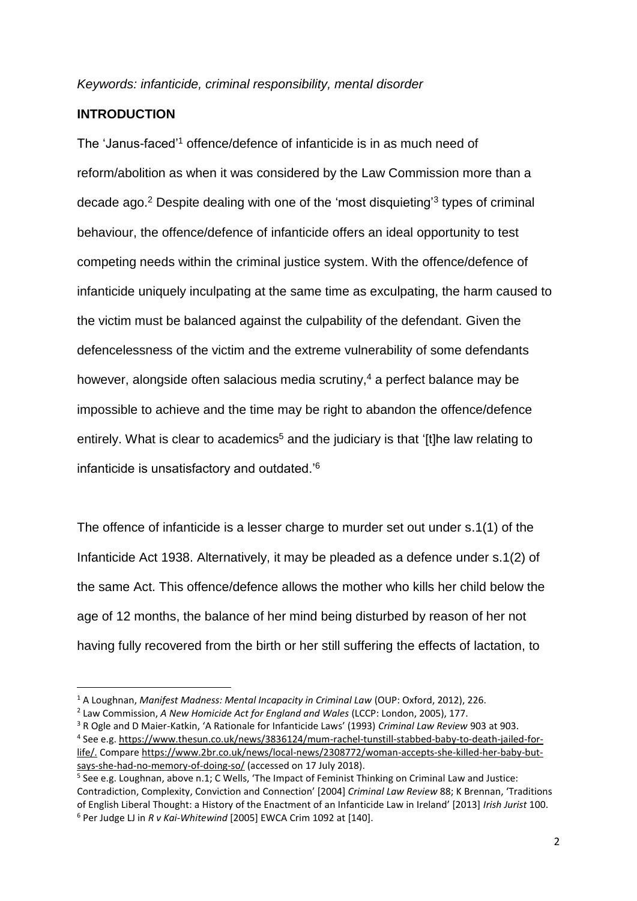*Keywords: infanticide, criminal responsibility, mental disorder*

## INTRODUCTION

The 'Janus-faced'[1] offence/defence of infanticide is in as much need of reform/abolition as when it was considered by the Law Commission more than a decade ago.[2] Despite dealing with one of the 'most disquieting'[3] types of criminal behaviour, the offence/defence of infanticide offers an ideal opportunity to test competing needs within the criminal justice system. With the offence/defence of infanticide uniquely inculpating at the same time as exculpating, the harm caused to the victim must be balanced against the culpability of the defendant. Given the defencelessness of the victim and the extreme vulnerability of some defendants however, alongside often salacious media scrutiny,[4] a perfect balance may be impossible to achieve and the time may be right to abandon the offence/defence entirely. What is clear to academics[5] and the judiciary is that '[t]he law relating to infanticide is unsatisfactory and outdated.'[6]

The offence of infanticide is a lesser charge to murder set out under s.1(1) of the Infanticide Act 1938. Alternatively, it may be pleaded as a defence under s.1(2) of the same Act. This offence/defence allows the mother who kills her child below the age of 12 months, the balance of her mind being disturbed by reason of her not having fully recovered from the birth or her still suffering the effects of lactation, to

---

[1] A Loughnan, *Manifest Madness: Mental Incapacity in Criminal Law* (OUP: Oxford, 2012), 226.

[2] Law Commission, *A New Homicide Act for England and Wales* (LCCP: London, 2005), 177.

[3] R Ogle and D Maier-Katkin, 'A Rationale for Infanticide Laws' (1993) *Criminal Law Review* 903 at 903.

[4] See e.g. https://www.thesun.co.uk/news/3836124/mum-rachel-tunstill-stabbed-baby-to-death-jailed-for-life/. Compare https://www.2br.co.uk/news/local-news/2308772/woman-accepts-she-killed-her-baby-but-says-she-had-no-memory-of-doing-so/ (accessed on 17 July 2018).

[5] See e.g. Loughnan, above n.1; C Wells, 'The Impact of Feminist Thinking on Criminal Law and Justice: Contradiction, Complexity, Conviction and Connection' [2004] *Criminal Law Review* 88; K Brennan, 'Traditions of English Liberal Thought: a History of the Enactment of an Infanticide Law in Ireland' [2013] *Irish Jurist* 100.

[6] Per Judge LJ in *R v Kai-Whitewind* [2005] EWCA Crim 1092 at [140].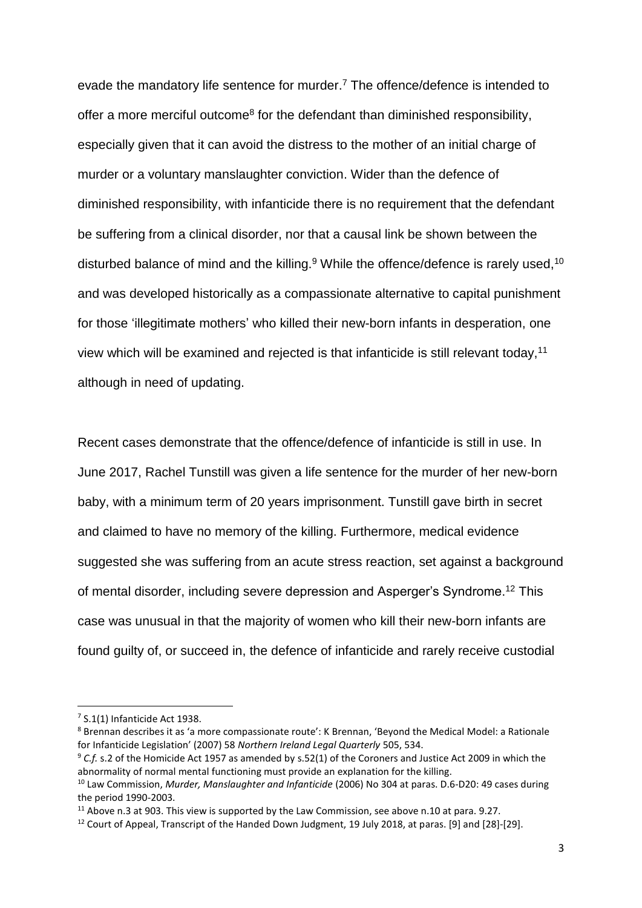evade the mandatory life sentence for murder.[7] The offence/defence is intended to offer a more merciful outcome[8] for the defendant than diminished responsibility, especially given that it can avoid the distress to the mother of an initial charge of murder or a voluntary manslaughter conviction. Wider than the defence of diminished responsibility, with infanticide there is no requirement that the defendant be suffering from a clinical disorder, nor that a causal link be shown between the disturbed balance of mind and the killing.[9] While the offence/defence is rarely used,[10] and was developed historically as a compassionate alternative to capital punishment for those 'illegitimate mothers' who killed their new-born infants in desperation, one view which will be examined and rejected is that infanticide is still relevant today,[11] although in need of updating.

Recent cases demonstrate that the offence/defence of infanticide is still in use. In June 2017, Rachel Tunstill was given a life sentence for the murder of her new-born baby, with a minimum term of 20 years imprisonment. Tunstill gave birth in secret and claimed to have no memory of the killing. Furthermore, medical evidence suggested she was suffering from an acute stress reaction, set against a background of mental disorder, including severe depression and Asperger's Syndrome.[12] This case was unusual in that the majority of women who kill their new-born infants are found guilty of, or succeed in, the defence of infanticide and rarely receive custodial

---

[7] S.1(1) Infanticide Act 1938.

[8] Brennan describes it as 'a more compassionate route': K Brennan, 'Beyond the Medical Model: a Rationale for Infanticide Legislation' (2007) 58 *Northern Ireland Legal Quarterly* 505, 534.

[9] *C.f.* s.2 of the Homicide Act 1957 as amended by s.52(1) of the Coroners and Justice Act 2009 in which the abnormality of normal mental functioning must provide an explanation for the killing.

[10] Law Commission, *Murder, Manslaughter and Infanticide* (2006) No 304 at paras. D.6-D20: 49 cases during the period 1990-2003.

[11] Above n.3 at 903. This view is supported by the Law Commission, see above n.10 at para. 9.27.

[12] Court of Appeal, Transcript of the Handed Down Judgment, 19 July 2018, at paras. [9] and [28]-[29].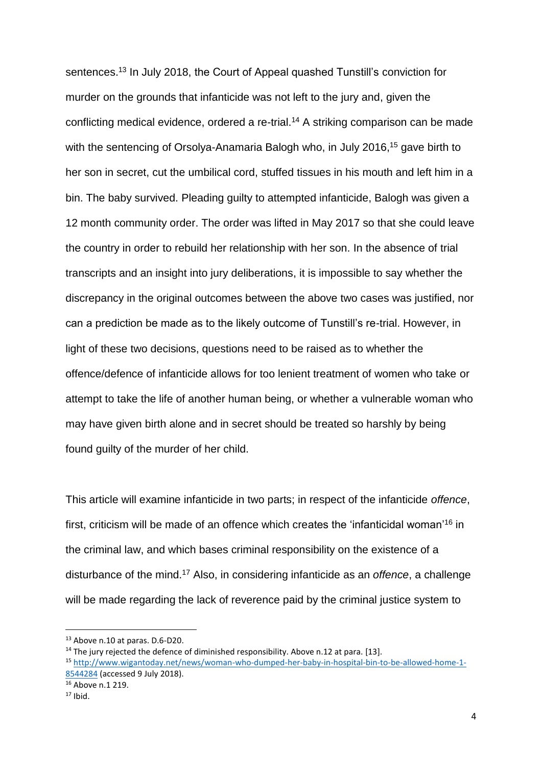sentences.[13] In July 2018, the Court of Appeal quashed Tunstill's conviction for murder on the grounds that infanticide was not left to the jury and, given the conflicting medical evidence, ordered a re-trial.[14] A striking comparison can be made with the sentencing of Orsolya-Anamaria Balogh who, in July 2016,[15] gave birth to her son in secret, cut the umbilical cord, stuffed tissues in his mouth and left him in a bin. The baby survived. Pleading guilty to attempted infanticide, Balogh was given a 12 month community order. The order was lifted in May 2017 so that she could leave the country in order to rebuild her relationship with her son. In the absence of trial transcripts and an insight into jury deliberations, it is impossible to say whether the discrepancy in the original outcomes between the above two cases was justified, nor can a prediction be made as to the likely outcome of Tunstill's re-trial. However, in light of these two decisions, questions need to be raised as to whether the offence/defence of infanticide allows for too lenient treatment of women who take or attempt to take the life of another human being, or whether a vulnerable woman who may have given birth alone and in secret should be treated so harshly by being found guilty of the murder of her child.

This article will examine infanticide in two parts; in respect of the infanticide *offence*, first, criticism will be made of an offence which creates the 'infanticidal woman'[16] in the criminal law, and which bases criminal responsibility on the existence of a disturbance of the mind.[17] Also, in considering infanticide as an *offence*, a challenge will be made regarding the lack of reverence paid by the criminal justice system to

---

[13] Above n.10 at paras. D.6-D20.

[14] The jury rejected the defence of diminished responsibility. Above n.12 at para. [13].

[15] http://www.wigantoday.net/news/woman-who-dumped-her-baby-in-hospital-bin-to-be-allowed-home-1-8544284 (accessed 9 July 2018).

[16] Above n.1 219.

[17] Ibid.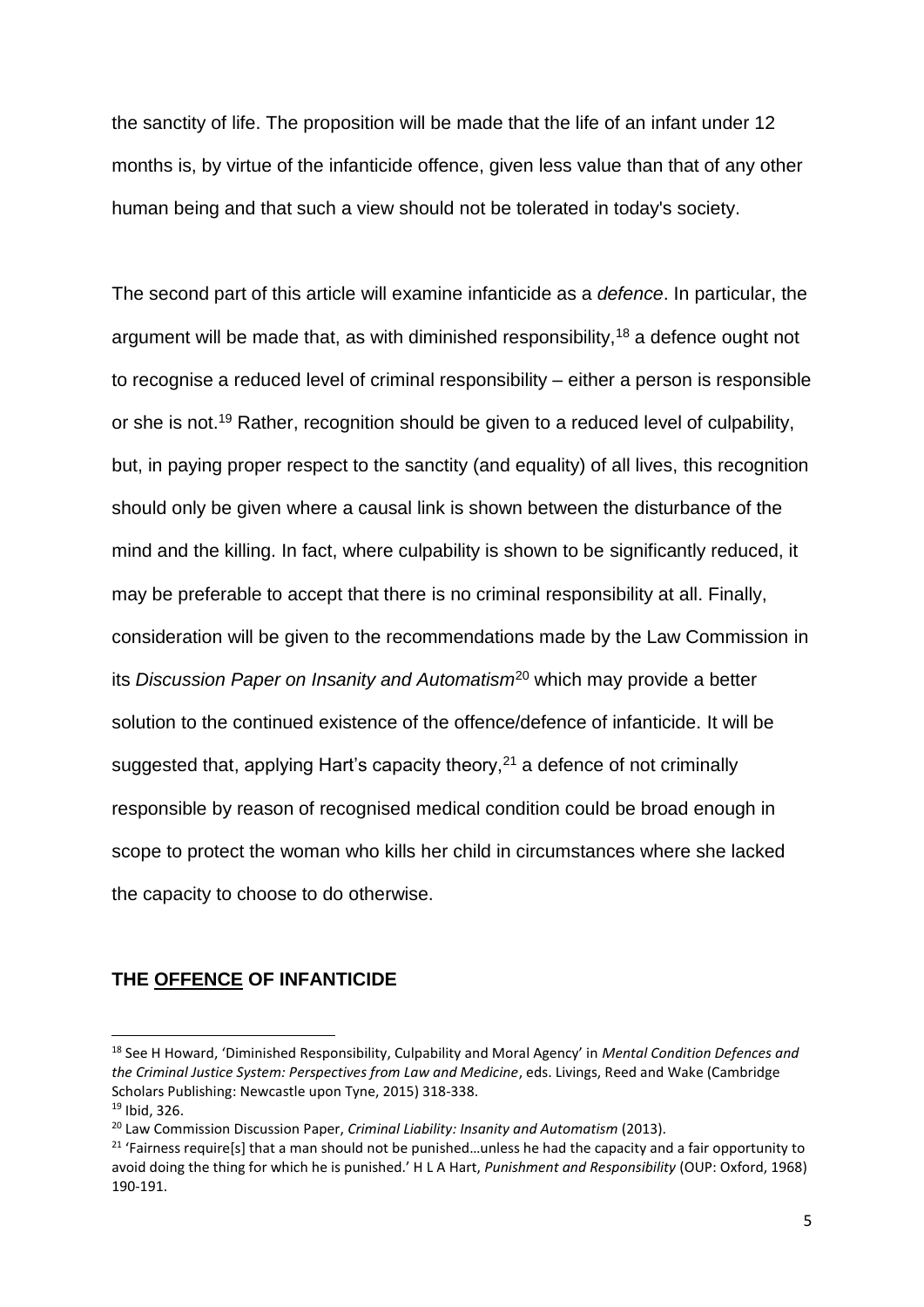the sanctity of life. The proposition will be made that the life of an infant under 12 months is, by virtue of the infanticide offence, given less value than that of any other human being and that such a view should not be tolerated in today's society.

The second part of this article will examine infanticide as a *defence*. In particular, the argument will be made that, as with diminished responsibility,[18] a defence ought not to recognise a reduced level of criminal responsibility – either a person is responsible or she is not.[19] Rather, recognition should be given to a reduced level of culpability, but, in paying proper respect to the sanctity (and equality) of all lives, this recognition should only be given where a causal link is shown between the disturbance of the mind and the killing. In fact, where culpability is shown to be significantly reduced, it may be preferable to accept that there is no criminal responsibility at all. Finally, consideration will be given to the recommendations made by the Law Commission in its *Discussion Paper on Insanity and Automatism*[20] which may provide a better solution to the continued existence of the offence/defence of infanticide. It will be suggested that, applying Hart's capacity theory,[21] a defence of not criminally responsible by reason of recognised medical condition could be broad enough in scope to protect the woman who kills her child in circumstances where she lacked the capacity to choose to do otherwise.

## THE <u>OFFENCE</u> OF INFANTICIDE

---

[18] See H Howard, 'Diminished Responsibility, Culpability and Moral Agency' in *Mental Condition Defences and the Criminal Justice System: Perspectives from Law and Medicine*, eds. Livings, Reed and Wake (Cambridge Scholars Publishing: Newcastle upon Tyne, 2015) 318-338.

[19] Ibid, 326.

[20] Law Commission Discussion Paper, *Criminal Liability: Insanity and Automatism* (2013).

[21] 'Fairness require[s] that a man should not be punished…unless he had the capacity and a fair opportunity to avoid doing the thing for which he is punished.' H L A Hart, *Punishment and Responsibility* (OUP: Oxford, 1968) 190-191.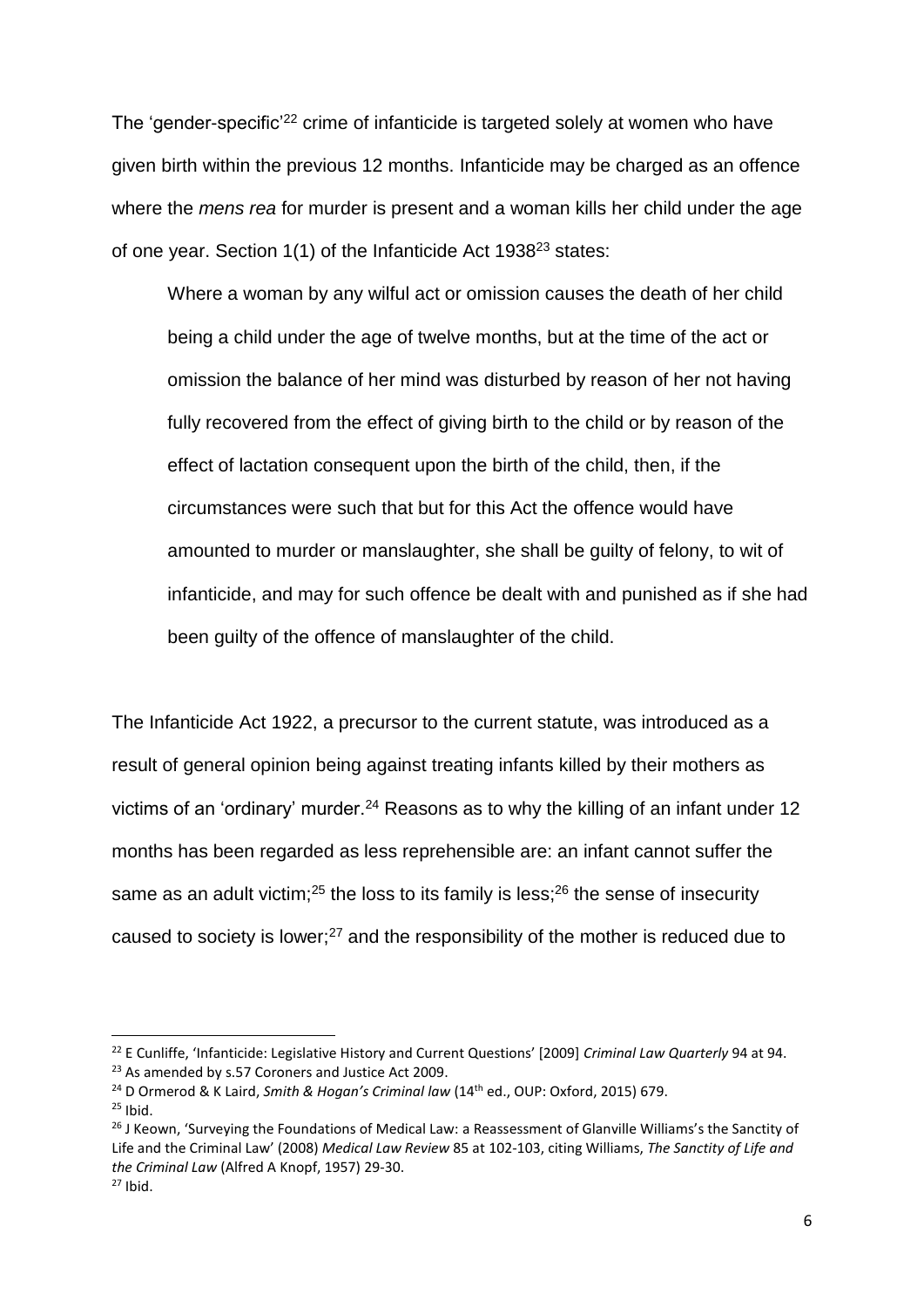The 'gender-specific'[22] crime of infanticide is targeted solely at women who have given birth within the previous 12 months. Infanticide may be charged as an offence where the *mens rea* for murder is present and a woman kills her child under the age of one year. Section 1(1) of the Infanticide Act 1938[23] states:

> Where a woman by any wilful act or omission causes the death of her child being a child under the age of twelve months, but at the time of the act or omission the balance of her mind was disturbed by reason of her not having fully recovered from the effect of giving birth to the child or by reason of the effect of lactation consequent upon the birth of the child, then, if the circumstances were such that but for this Act the offence would have amounted to murder or manslaughter, she shall be guilty of felony, to wit of infanticide, and may for such offence be dealt with and punished as if she had been guilty of the offence of manslaughter of the child.

The Infanticide Act 1922, a precursor to the current statute, was introduced as a result of general opinion being against treating infants killed by their mothers as victims of an 'ordinary' murder.[24] Reasons as to why the killing of an infant under 12 months has been regarded as less reprehensible are: an infant cannot suffer the same as an adult victim;[25] the loss to its family is less;[26] the sense of insecurity caused to society is lower;[27] and the responsibility of the mother is reduced due to

---

[22] E Cunliffe, 'Infanticide: Legislative History and Current Questions' [2009] *Criminal Law Quarterly* 94 at 94.

[23] As amended by s.57 Coroners and Justice Act 2009.

[24] D Ormerod & K Laird, *Smith & Hogan's Criminal law* (14th ed., OUP: Oxford, 2015) 679.

[25] Ibid.

[26] J Keown, 'Surveying the Foundations of Medical Law: a Reassessment of Glanville Williams's the Sanctity of Life and the Criminal Law' (2008) *Medical Law Review* 85 at 102-103, citing Williams, *The Sanctity of Life and the Criminal Law* (Alfred A Knopf, 1957) 29-30.

[27] Ibid.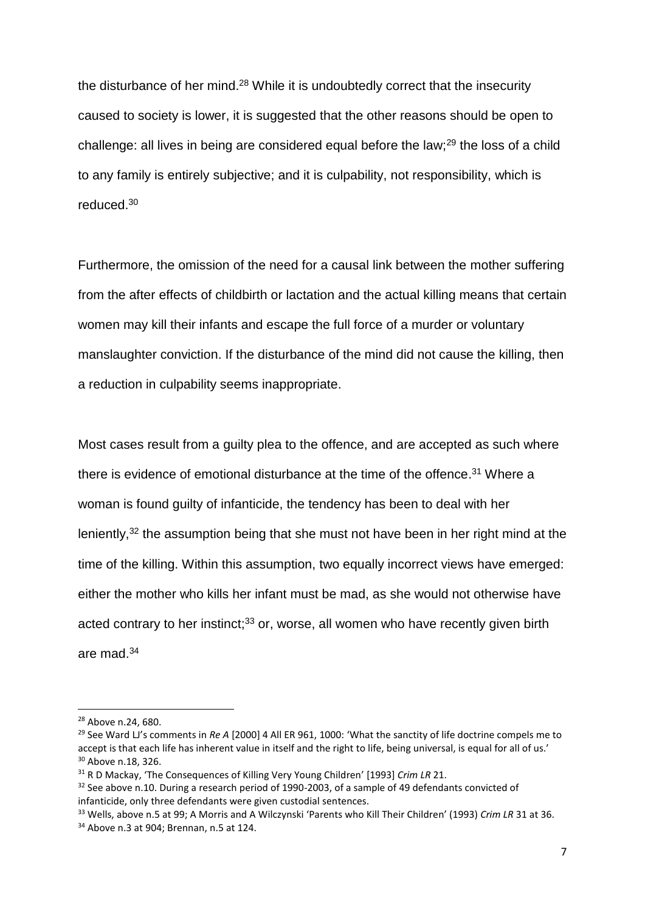the disturbance of her mind.[28] While it is undoubtedly correct that the insecurity caused to society is lower, it is suggested that the other reasons should be open to challenge: all lives in being are considered equal before the law;[29] the loss of a child to any family is entirely subjective; and it is culpability, not responsibility, which is reduced.[30]

Furthermore, the omission of the need for a causal link between the mother suffering from the after effects of childbirth or lactation and the actual killing means that certain women may kill their infants and escape the full force of a murder or voluntary manslaughter conviction. If the disturbance of the mind did not cause the killing, then a reduction in culpability seems inappropriate.

Most cases result from a guilty plea to the offence, and are accepted as such where there is evidence of emotional disturbance at the time of the offence.[31] Where a woman is found guilty of infanticide, the tendency has been to deal with her leniently,[32] the assumption being that she must not have been in her right mind at the time of the killing. Within this assumption, two equally incorrect views have emerged: either the mother who kills her infant must be mad, as she would not otherwise have acted contrary to her instinct;[33] or, worse, all women who have recently given birth are mad.[34]

---

[28] Above n.24, 680.

[29] See Ward LJ's comments in *Re A* [2000] 4 All ER 961, 1000: 'What the sanctity of life doctrine compels me to accept is that each life has inherent value in itself and the right to life, being universal, is equal for all of us.'

[30] Above n.18, 326.

[31] R D Mackay, 'The Consequences of Killing Very Young Children' [1993] *Crim LR* 21.

[32] See above n.10. During a research period of 1990-2003, of a sample of 49 defendants convicted of infanticide, only three defendants were given custodial sentences.

[33] Wells, above n.5 at 99; A Morris and A Wilczynski 'Parents who Kill Their Children' (1993) *Crim LR* 31 at 36.

[34] Above n.3 at 904; Brennan, n.5 at 124.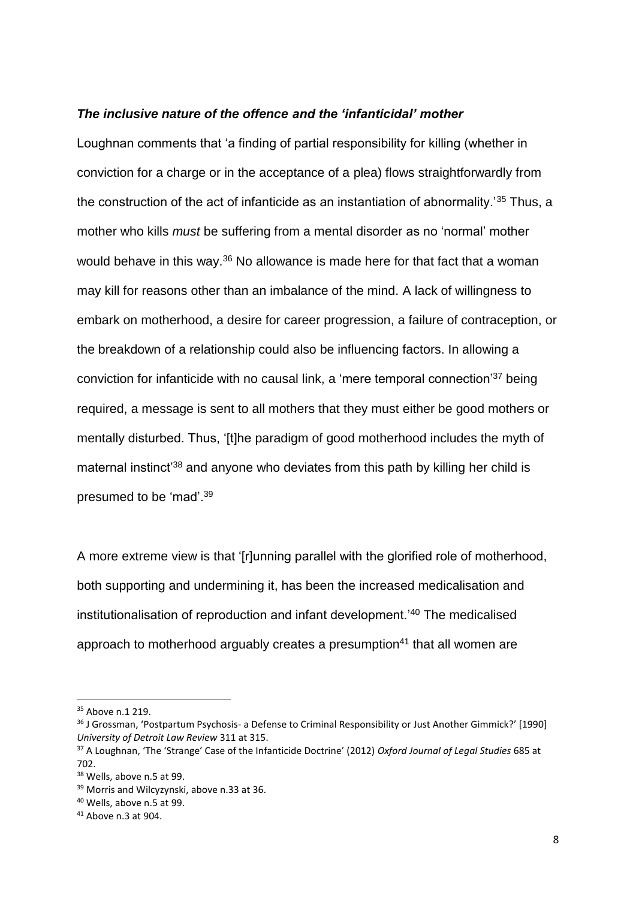### ***The inclusive nature of the offence and the 'infanticidal' mother***

Loughnan comments that 'a finding of partial responsibility for killing (whether in conviction for a charge or in the acceptance of a plea) flows straightforwardly from the construction of the act of infanticide as an instantiation of abnormality.'[35] Thus, a mother who kills *must* be suffering from a mental disorder as no 'normal' mother would behave in this way.[36] No allowance is made here for that fact that a woman may kill for reasons other than an imbalance of the mind. A lack of willingness to embark on motherhood, a desire for career progression, a failure of contraception, or the breakdown of a relationship could also be influencing factors. In allowing a conviction for infanticide with no causal link, a 'mere temporal connection'[37] being required, a message is sent to all mothers that they must either be good mothers or mentally disturbed. Thus, '[t]he paradigm of good motherhood includes the myth of maternal instinct'[38] and anyone who deviates from this path by killing her child is presumed to be 'mad'.[39]

A more extreme view is that '[r]unning parallel with the glorified role of motherhood, both supporting and undermining it, has been the increased medicalisation and institutionalisation of reproduction and infant development.'[40] The medicalised approach to motherhood arguably creates a presumption[41] that all women are

---

[35] Above n.1 219.

[36] J Grossman, 'Postpartum Psychosis- a Defense to Criminal Responsibility or Just Another Gimmick?' [1990] *University of Detroit Law Review* 311 at 315.

[37] A Loughnan, 'The 'Strange' Case of the Infanticide Doctrine' (2012) *Oxford Journal of Legal Studies* 685 at 702.

[38] Wells, above n.5 at 99.

[39] Morris and Wilcyzynski, above n.33 at 36.

[40] Wells, above n.5 at 99.

[41] Above n.3 at 904.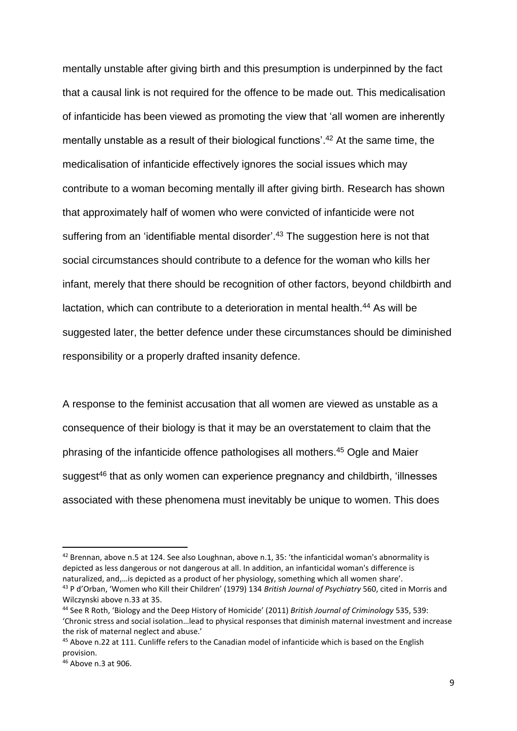mentally unstable after giving birth and this presumption is underpinned by the fact that a causal link is not required for the offence to be made out. This medicalisation of infanticide has been viewed as promoting the view that 'all women are inherently mentally unstable as a result of their biological functions'.[42] At the same time, the medicalisation of infanticide effectively ignores the social issues which may contribute to a woman becoming mentally ill after giving birth. Research has shown that approximately half of women who were convicted of infanticide were not suffering from an 'identifiable mental disorder'.[43] The suggestion here is not that social circumstances should contribute to a defence for the woman who kills her infant, merely that there should be recognition of other factors, beyond childbirth and lactation, which can contribute to a deterioration in mental health.[44] As will be suggested later, the better defence under these circumstances should be diminished responsibility or a properly drafted insanity defence.

A response to the feminist accusation that all women are viewed as unstable as a consequence of their biology is that it may be an overstatement to claim that the phrasing of the infanticide offence pathologises all mothers.[45] Ogle and Maier suggest[46] that as only women can experience pregnancy and childbirth, 'illnesses associated with these phenomena must inevitably be unique to women. This does

---

[42] Brennan, above n.5 at 124. See also Loughnan, above n.1, 35: 'the infanticidal woman's abnormality is depicted as less dangerous or not dangerous at all. In addition, an infanticidal woman's difference is naturalized, and,…is depicted as a product of her physiology, something which all women share'.

[43] P d'Orban, 'Women who Kill their Children' (1979) 134 *British Journal of Psychiatry* 560, cited in Morris and Wilczynski above n.33 at 35.

[44] See R Roth, 'Biology and the Deep History of Homicide' (2011) *British Journal of Criminology* 535, 539: 'Chronic stress and social isolation…lead to physical responses that diminish maternal investment and increase the risk of maternal neglect and abuse.'

[45] Above n.22 at 111. Cunliffe refers to the Canadian model of infanticide which is based on the English provision.

[46] Above n.3 at 906.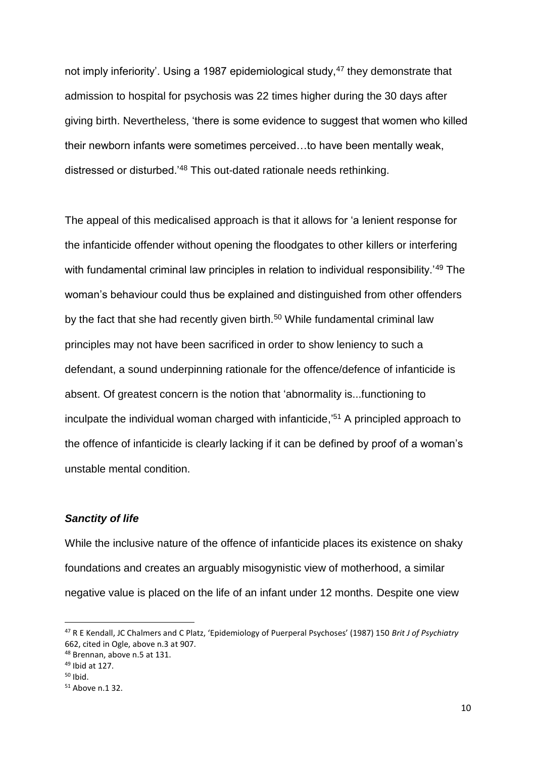not imply inferiority'. Using a 1987 epidemiological study,[47] they demonstrate that admission to hospital for psychosis was 22 times higher during the 30 days after giving birth. Nevertheless, 'there is some evidence to suggest that women who killed their newborn infants were sometimes perceived…to have been mentally weak, distressed or disturbed.'[48] This out-dated rationale needs rethinking.

The appeal of this medicalised approach is that it allows for 'a lenient response for the infanticide offender without opening the floodgates to other killers or interfering with fundamental criminal law principles in relation to individual responsibility.'[49] The woman's behaviour could thus be explained and distinguished from other offenders by the fact that she had recently given birth.[50] While fundamental criminal law principles may not have been sacrificed in order to show leniency to such a defendant, a sound underpinning rationale for the offence/defence of infanticide is absent. Of greatest concern is the notion that 'abnormality is...functioning to inculpate the individual woman charged with infanticide,'[51] A principled approach to the offence of infanticide is clearly lacking if it can be defined by proof of a woman's unstable mental condition.

### ***Sanctity of life***

While the inclusive nature of the offence of infanticide places its existence on shaky foundations and creates an arguably misogynistic view of motherhood, a similar negative value is placed on the life of an infant under 12 months. Despite one view

---

[47] R E Kendall, JC Chalmers and C Platz, 'Epidemiology of Puerperal Psychoses' (1987) 150 *Brit J of Psychiatry* 662, cited in Ogle, above n.3 at 907.

[48] Brennan, above n.5 at 131.

[49] Ibid at 127.

[50] Ibid.

[51] Above n.1 32.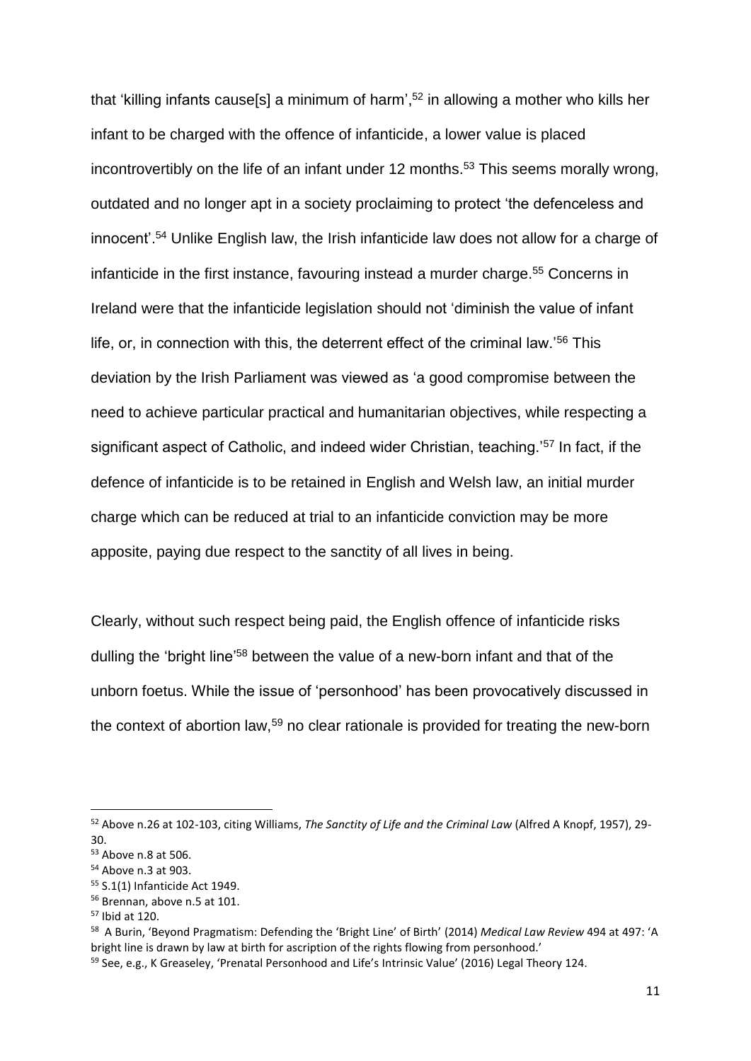that 'killing infants cause[s] a minimum of harm',[52] in allowing a mother who kills her infant to be charged with the offence of infanticide, a lower value is placed incontrovertibly on the life of an infant under 12 months.[53] This seems morally wrong, outdated and no longer apt in a society proclaiming to protect 'the defenceless and innocent'.[54] Unlike English law, the Irish infanticide law does not allow for a charge of infanticide in the first instance, favouring instead a murder charge.[55] Concerns in Ireland were that the infanticide legislation should not 'diminish the value of infant life, or, in connection with this, the deterrent effect of the criminal law.'[56] This deviation by the Irish Parliament was viewed as 'a good compromise between the need to achieve particular practical and humanitarian objectives, while respecting a significant aspect of Catholic, and indeed wider Christian, teaching.'[57] In fact, if the defence of infanticide is to be retained in English and Welsh law, an initial murder charge which can be reduced at trial to an infanticide conviction may be more apposite, paying due respect to the sanctity of all lives in being.

Clearly, without such respect being paid, the English offence of infanticide risks dulling the 'bright line'[58] between the value of a new-born infant and that of the unborn foetus. While the issue of 'personhood' has been provocatively discussed in the context of abortion law,[59] no clear rationale is provided for treating the new-born

---

[52] Above n.26 at 102-103, citing Williams, *The Sanctity of Life and the Criminal Law* (Alfred A Knopf, 1957), 29-30.

[53] Above n.8 at 506.

[54] Above n.3 at 903.

[55] S.1(1) Infanticide Act 1949.

[56] Brennan, above n.5 at 101.

[57] Ibid at 120.

[58] A Burin, 'Beyond Pragmatism: Defending the 'Bright Line' of Birth' (2014) *Medical Law Review* 494 at 497: 'A bright line is drawn by law at birth for ascription of the rights flowing from personhood.'

[59] See, e.g., K Greaseley, 'Prenatal Personhood and Life's Intrinsic Value' (2016) Legal Theory 124.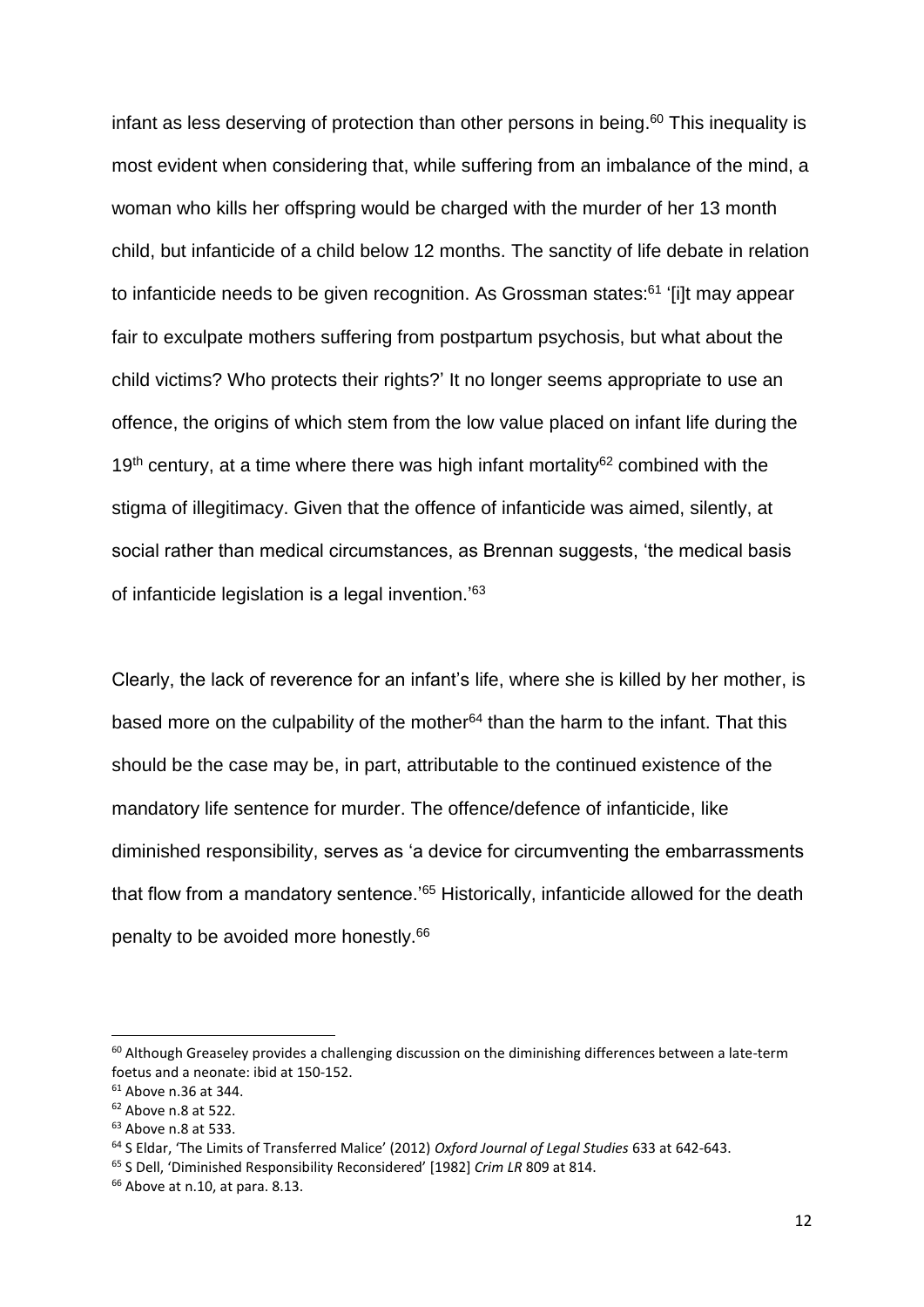infant as less deserving of protection than other persons in being.[60] This inequality is most evident when considering that, while suffering from an imbalance of the mind, a woman who kills her offspring would be charged with the murder of her 13 month child, but infanticide of a child below 12 months. The sanctity of life debate in relation to infanticide needs to be given recognition. As Grossman states:[61] '[i]t may appear fair to exculpate mothers suffering from postpartum psychosis, but what about the child victims? Who protects their rights?' It no longer seems appropriate to use an offence, the origins of which stem from the low value placed on infant life during the 19th century, at a time where there was high infant mortality[62] combined with the stigma of illegitimacy. Given that the offence of infanticide was aimed, silently, at social rather than medical circumstances, as Brennan suggests, 'the medical basis of infanticide legislation is a legal invention.'[63]

Clearly, the lack of reverence for an infant's life, where she is killed by her mother, is based more on the culpability of the mother[64] than the harm to the infant. That this should be the case may be, in part, attributable to the continued existence of the mandatory life sentence for murder. The offence/defence of infanticide, like diminished responsibility, serves as 'a device for circumventing the embarrassments that flow from a mandatory sentence.'[65] Historically, infanticide allowed for the death penalty to be avoided more honestly.[66]

---

[60] Although Greaseley provides a challenging discussion on the diminishing differences between a late-term foetus and a neonate: ibid at 150-152.

[61] Above n.36 at 344.

[62] Above n.8 at 522.

[63] Above n.8 at 533.

[64] S Eldar, 'The Limits of Transferred Malice' (2012) *Oxford Journal of Legal Studies* 633 at 642-643.

[65] S Dell, 'Diminished Responsibility Reconsidered' [1982] *Crim LR* 809 at 814.

[66] Above at n.10, at para. 8.13.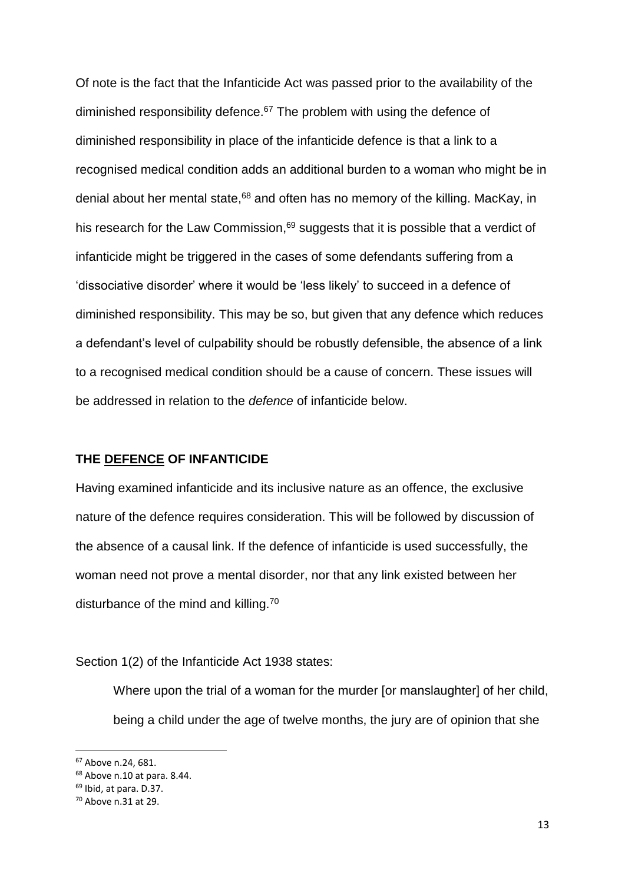Of note is the fact that the Infanticide Act was passed prior to the availability of the diminished responsibility defence.[67] The problem with using the defence of diminished responsibility in place of the infanticide defence is that a link to a recognised medical condition adds an additional burden to a woman who might be in denial about her mental state,[68] and often has no memory of the killing. MacKay, in his research for the Law Commission,[69] suggests that it is possible that a verdict of infanticide might be triggered in the cases of some defendants suffering from a 'dissociative disorder' where it would be 'less likely' to succeed in a defence of diminished responsibility. This may be so, but given that any defence which reduces a defendant's level of culpability should be robustly defensible, the absence of a link to a recognised medical condition should be a cause of concern. These issues will be addressed in relation to the *defence* of infanticide below.

**THE <u>DEFENCE</u> OF INFANTICIDE**

Having examined infanticide and its inclusive nature as an offence, the exclusive nature of the defence requires consideration. This will be followed by discussion of the absence of a causal link. If the defence of infanticide is used successfully, the woman need not prove a mental disorder, nor that any link existed between her disturbance of the mind and killing.[70]

Section 1(2) of the Infanticide Act 1938 states:

> Where upon the trial of a woman for the murder [or manslaughter] of her child, being a child under the age of twelve months, the jury are of opinion that she

[67] Above n.24, 681.
[68] Above n.10 at para. 8.44.
[69] Ibid, at para. D.37.
[70] Above n.31 at 29.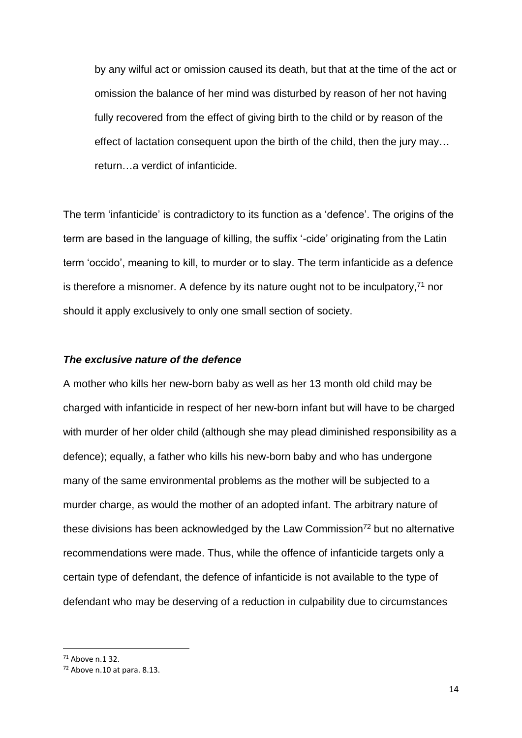> by any wilful act or omission caused its death, but that at the time of the act or omission the balance of her mind was disturbed by reason of her not having fully recovered from the effect of giving birth to the child or by reason of the effect of lactation consequent upon the birth of the child, then the jury may… return…a verdict of infanticide.

The term 'infanticide' is contradictory to its function as a 'defence'. The origins of the term are based in the language of killing, the suffix '-cide' originating from the Latin term 'occido', meaning to kill, to murder or to slay. The term infanticide as a defence is therefore a misnomer. A defence by its nature ought not to be inculpatory,[71] nor should it apply exclusively to only one small section of society.

### *The exclusive nature of the defence*

A mother who kills her new-born baby as well as her 13 month old child may be charged with infanticide in respect of her new-born infant but will have to be charged with murder of her older child (although she may plead diminished responsibility as a defence); equally, a father who kills his new-born baby and who has undergone many of the same environmental problems as the mother will be subjected to a murder charge, as would the mother of an adopted infant. The arbitrary nature of these divisions has been acknowledged by the Law Commission[72] but no alternative recommendations were made. Thus, while the offence of infanticide targets only a certain type of defendant, the defence of infanticide is not available to the type of defendant who may be deserving of a reduction in culpability due to circumstances

---

[71] Above n.1 32.

[72] Above n.10 at para. 8.13.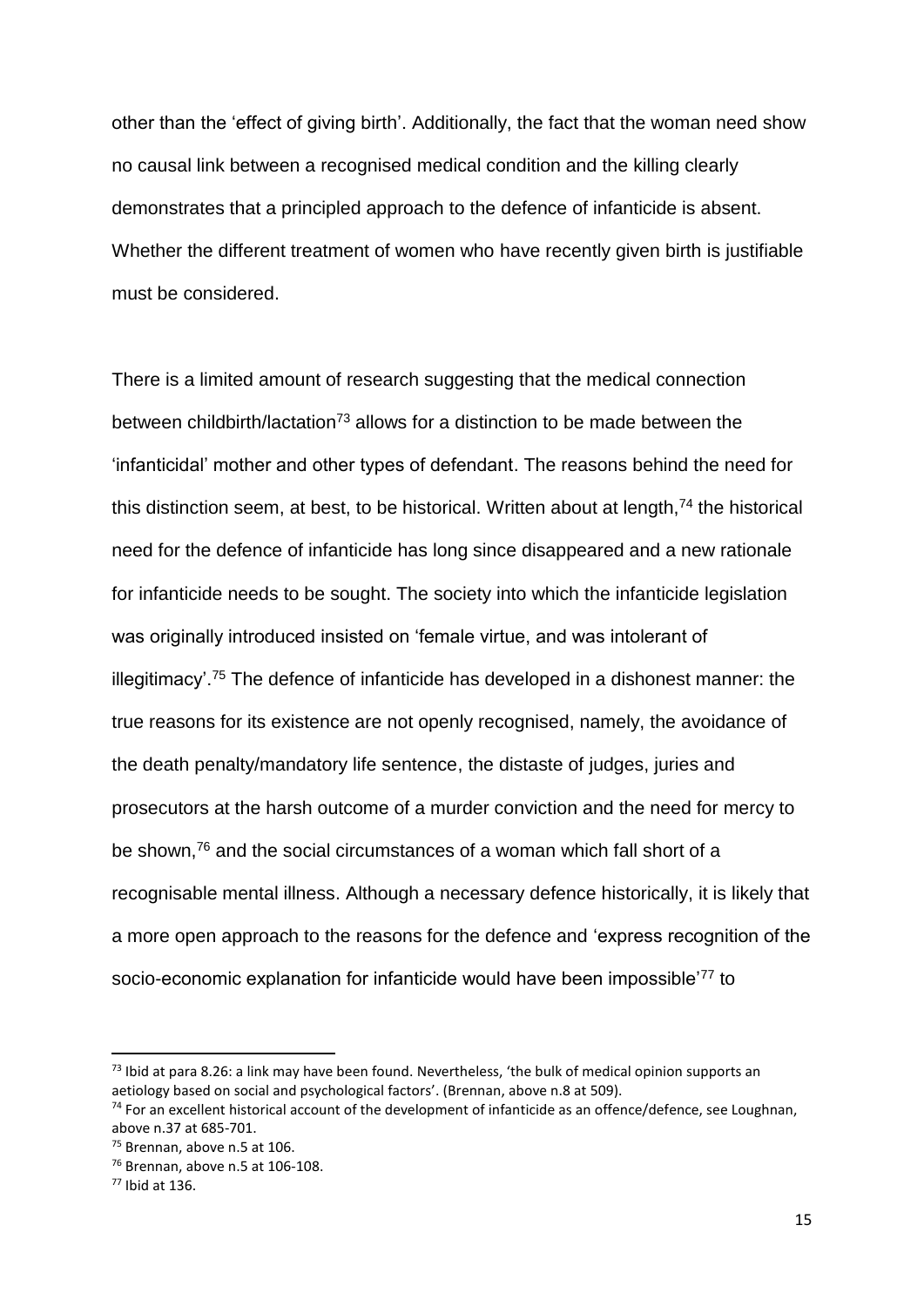other than the 'effect of giving birth'. Additionally, the fact that the woman need show no causal link between a recognised medical condition and the killing clearly demonstrates that a principled approach to the defence of infanticide is absent. Whether the different treatment of women who have recently given birth is justifiable must be considered.

There is a limited amount of research suggesting that the medical connection between childbirth/lactation[73] allows for a distinction to be made between the 'infanticidal' mother and other types of defendant. The reasons behind the need for this distinction seem, at best, to be historical. Written about at length,[74] the historical need for the defence of infanticide has long since disappeared and a new rationale for infanticide needs to be sought. The society into which the infanticide legislation was originally introduced insisted on 'female virtue, and was intolerant of illegitimacy'.[75] The defence of infanticide has developed in a dishonest manner: the true reasons for its existence are not openly recognised, namely, the avoidance of the death penalty/mandatory life sentence, the distaste of judges, juries and prosecutors at the harsh outcome of a murder conviction and the need for mercy to be shown,[76] and the social circumstances of a woman which fall short of a recognisable mental illness. Although a necessary defence historically, it is likely that a more open approach to the reasons for the defence and 'express recognition of the socio-economic explanation for infanticide would have been impossible'[77] to

---

[73] Ibid at para 8.26: a link may have been found. Nevertheless, 'the bulk of medical opinion supports an aetiology based on social and psychological factors'. (Brennan, above n.8 at 509).

[74] For an excellent historical account of the development of infanticide as an offence/defence, see Loughnan, above n.37 at 685-701.

[75] Brennan, above n.5 at 106.

[76] Brennan, above n.5 at 106-108.

[77] Ibid at 136.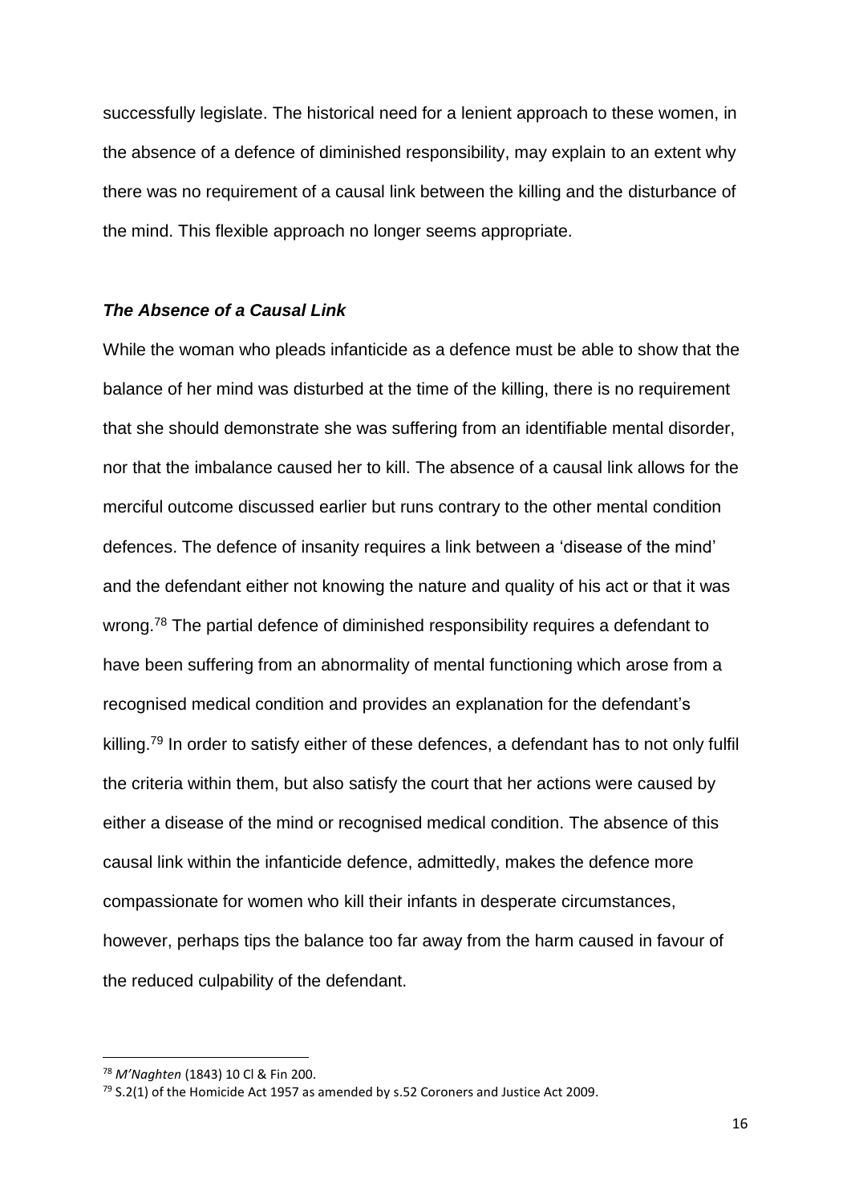successfully legislate. The historical need for a lenient approach to these women, in the absence of a defence of diminished responsibility, may explain to an extent why there was no requirement of a causal link between the killing and the disturbance of the mind. This flexible approach no longer seems appropriate.

### *The Absence of a Causal Link*

While the woman who pleads infanticide as a defence must be able to show that the balance of her mind was disturbed at the time of the killing, there is no requirement that she should demonstrate she was suffering from an identifiable mental disorder, nor that the imbalance caused her to kill. The absence of a causal link allows for the merciful outcome discussed earlier but runs contrary to the other mental condition defences. The defence of insanity requires a link between a 'disease of the mind' and the defendant either not knowing the nature and quality of his act or that it was wrong.[78] The partial defence of diminished responsibility requires a defendant to have been suffering from an abnormality of mental functioning which arose from a recognised medical condition and provides an explanation for the defendant's killing.[79] In order to satisfy either of these defences, a defendant has to not only fulfil the criteria within them, but also satisfy the court that her actions were caused by either a disease of the mind or recognised medical condition. The absence of this causal link within the infanticide defence, admittedly, makes the defence more compassionate for women who kill their infants in desperate circumstances, however, perhaps tips the balance too far away from the harm caused in favour of the reduced culpability of the defendant.

---

[78] *M'Naghten* (1843) 10 Cl & Fin 200.

[79] S.2(1) of the Homicide Act 1957 as amended by s.52 Coroners and Justice Act 2009.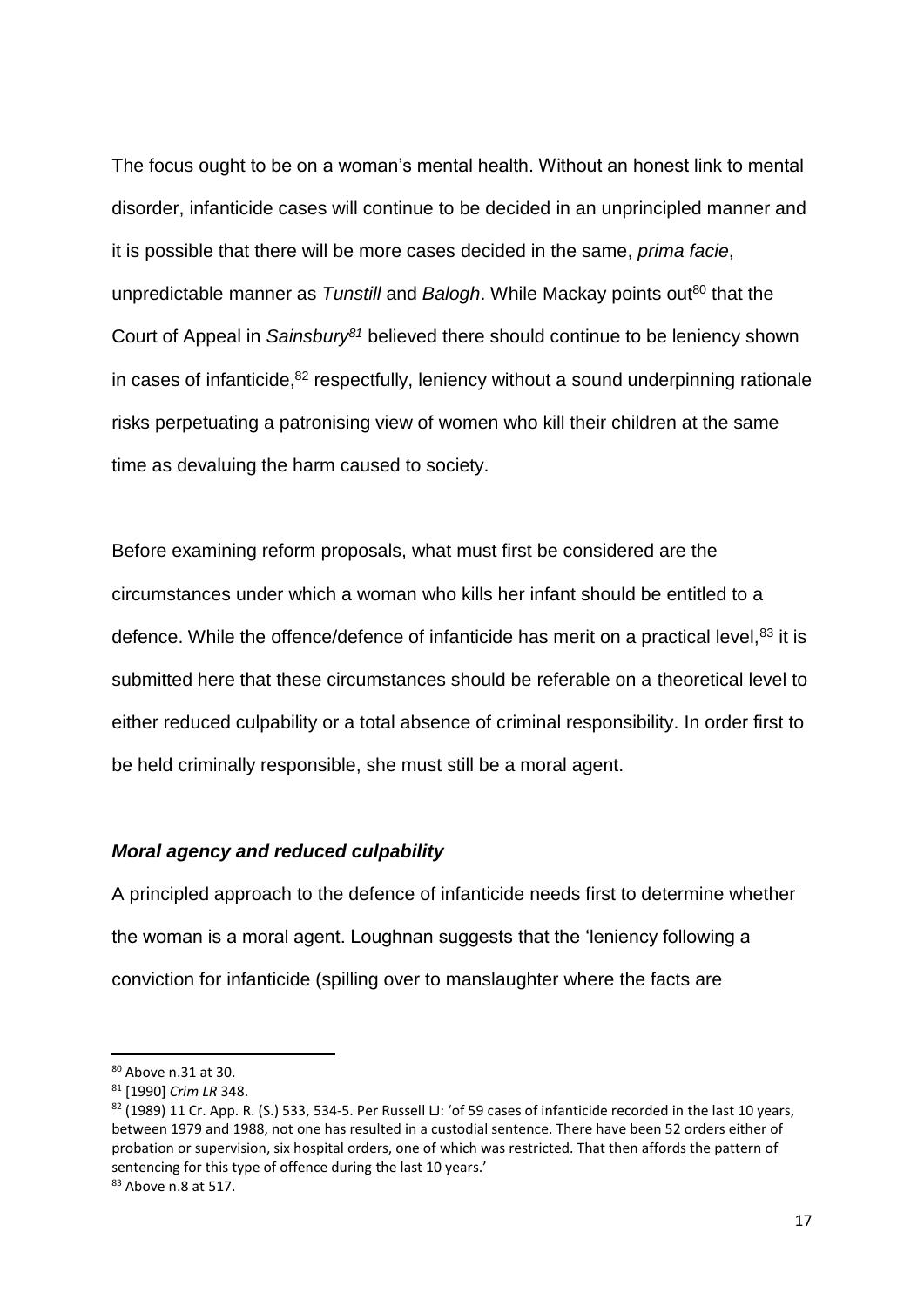The focus ought to be on a woman's mental health. Without an honest link to mental disorder, infanticide cases will continue to be decided in an unprincipled manner and it is possible that there will be more cases decided in the same, *prima facie*, unpredictable manner as *Tunstill* and *Balogh*. While Mackay points out[80] that the Court of Appeal in *Sainsbury*[81] believed there should continue to be leniency shown in cases of infanticide,[82] respectfully, leniency without a sound underpinning rationale risks perpetuating a patronising view of women who kill their children at the same time as devaluing the harm caused to society.

Before examining reform proposals, what must first be considered are the circumstances under which a woman who kills her infant should be entitled to a defence. While the offence/defence of infanticide has merit on a practical level,[83] it is submitted here that these circumstances should be referable on a theoretical level to either reduced culpability or a total absence of criminal responsibility. In order first to be held criminally responsible, she must still be a moral agent.

### ***Moral agency and reduced culpability***

A principled approach to the defence of infanticide needs first to determine whether the woman is a moral agent. Loughnan suggests that the 'leniency following a conviction for infanticide (spilling over to manslaughter where the facts are

---

[80] Above n.31 at 30.

[81] [1990] *Crim LR* 348.

[82] (1989) 11 Cr. App. R. (S.) 533, 534-5. Per Russell LJ: 'of 59 cases of infanticide recorded in the last 10 years, between 1979 and 1988, not one has resulted in a custodial sentence. There have been 52 orders either of probation or supervision, six hospital orders, one of which was restricted. That then affords the pattern of sentencing for this type of offence during the last 10 years.'

[83] Above n.8 at 517.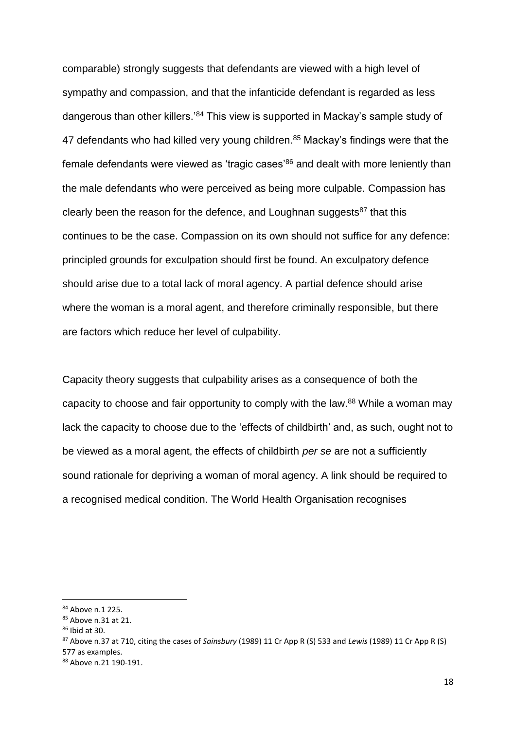comparable) strongly suggests that defendants are viewed with a high level of sympathy and compassion, and that the infanticide defendant is regarded as less dangerous than other killers.'[84] This view is supported in Mackay's sample study of 47 defendants who had killed very young children.[85] Mackay's findings were that the female defendants were viewed as 'tragic cases'[86] and dealt with more leniently than the male defendants who were perceived as being more culpable. Compassion has clearly been the reason for the defence, and Loughnan suggests[87] that this continues to be the case. Compassion on its own should not suffice for any defence: principled grounds for exculpation should first be found. An exculpatory defence should arise due to a total lack of moral agency. A partial defence should arise where the woman is a moral agent, and therefore criminally responsible, but there are factors which reduce her level of culpability.

Capacity theory suggests that culpability arises as a consequence of both the capacity to choose and fair opportunity to comply with the law.[88] While a woman may lack the capacity to choose due to the 'effects of childbirth' and, as such, ought not to be viewed as a moral agent, the effects of childbirth *per se* are not a sufficiently sound rationale for depriving a woman of moral agency. A link should be required to a recognised medical condition. The World Health Organisation recognises

---

[84] Above n.1 225.

[85] Above n.31 at 21.

[86] Ibid at 30.

[87] Above n.37 at 710, citing the cases of *Sainsbury* (1989) 11 Cr App R (S) 533 and *Lewis* (1989) 11 Cr App R (S) 577 as examples.

[88] Above n.21 190-191.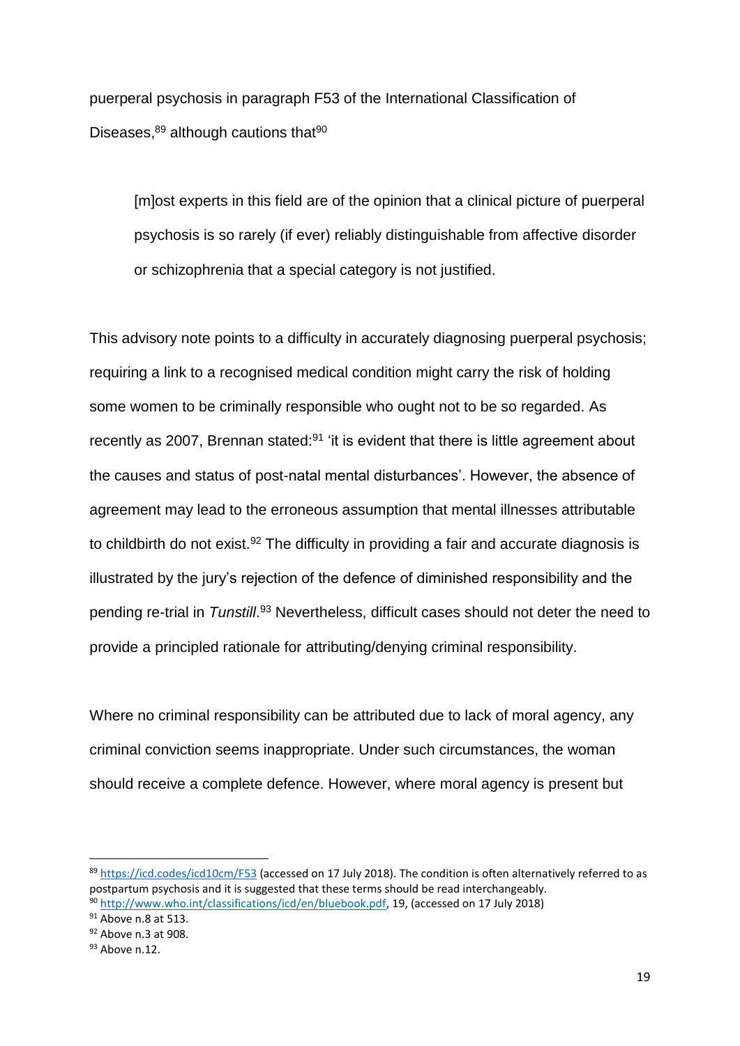puerperal psychosis in paragraph F53 of the International Classification of Diseases,[89] although cautions that[90]

> [m]ost experts in this field are of the opinion that a clinical picture of puerperal psychosis is so rarely (if ever) reliably distinguishable from affective disorder or schizophrenia that a special category is not justified.

This advisory note points to a difficulty in accurately diagnosing puerperal psychosis; requiring a link to a recognised medical condition might carry the risk of holding some women to be criminally responsible who ought not to be so regarded. As recently as 2007, Brennan stated:[91] 'it is evident that there is little agreement about the causes and status of post-natal mental disturbances'. However, the absence of agreement may lead to the erroneous assumption that mental illnesses attributable to childbirth do not exist.[92] The difficulty in providing a fair and accurate diagnosis is illustrated by the jury's rejection of the defence of diminished responsibility and the pending re-trial in *Tunstill*.[93] Nevertheless, difficult cases should not deter the need to provide a principled rationale for attributing/denying criminal responsibility.

Where no criminal responsibility can be attributed due to lack of moral agency, any criminal conviction seems inappropriate. Under such circumstances, the woman should receive a complete defence. However, where moral agency is present but

---

[89] https://icd.codes/icd10cm/F53 (accessed on 17 July 2018). The condition is often alternatively referred to as postpartum psychosis and it is suggested that these terms should be read interchangeably.

[90] http://www.who.int/classifications/icd/en/bluebook.pdf, 19, (accessed on 17 July 2018)

[91] Above n.8 at 513.

[92] Above n.3 at 908.

[93] Above n.12.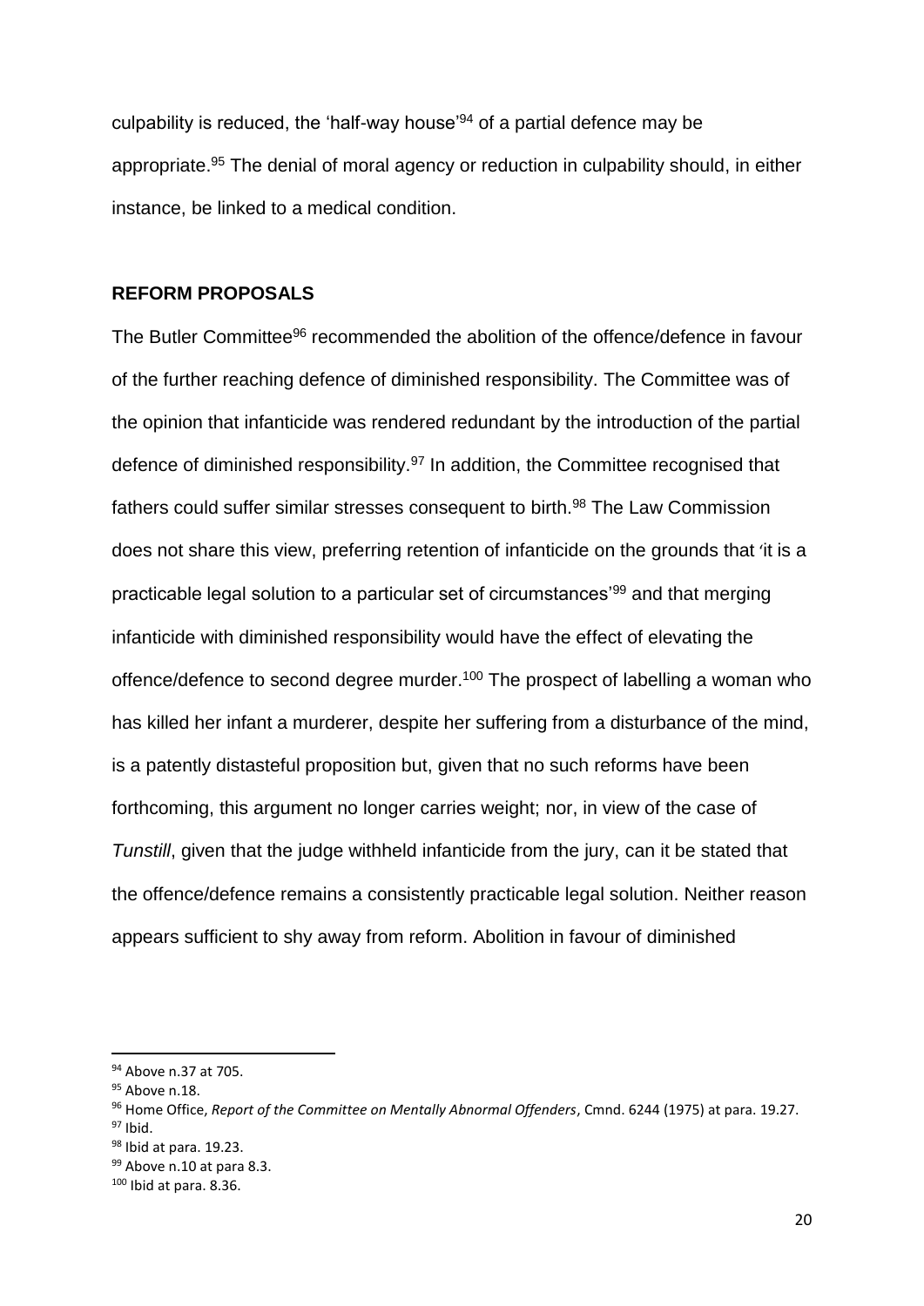culpability is reduced, the 'half-way house'[94] of a partial defence may be appropriate.[95] The denial of moral agency or reduction in culpability should, in either instance, be linked to a medical condition.

## REFORM PROPOSALS

The Butler Committee[96] recommended the abolition of the offence/defence in favour of the further reaching defence of diminished responsibility. The Committee was of the opinion that infanticide was rendered redundant by the introduction of the partial defence of diminished responsibility.[97] In addition, the Committee recognised that fathers could suffer similar stresses consequent to birth.[98] The Law Commission does not share this view, preferring retention of infanticide on the grounds that 'it is a practicable legal solution to a particular set of circumstances'[99] and that merging infanticide with diminished responsibility would have the effect of elevating the offence/defence to second degree murder.[100] The prospect of labelling a woman who has killed her infant a murderer, despite her suffering from a disturbance of the mind, is a patently distasteful proposition but, given that no such reforms have been forthcoming, this argument no longer carries weight; nor, in view of the case of *Tunstill*, given that the judge withheld infanticide from the jury, can it be stated that the offence/defence remains a consistently practicable legal solution. Neither reason appears sufficient to shy away from reform. Abolition in favour of diminished

---

[94] Above n.37 at 705.

[95] Above n.18.

[96] Home Office, *Report of the Committee on Mentally Abnormal Offenders*, Cmnd. 6244 (1975) at para. 19.27.

[97] Ibid.

[98] Ibid at para. 19.23.

[99] Above n.10 at para 8.3.

[100] Ibid at para. 8.36.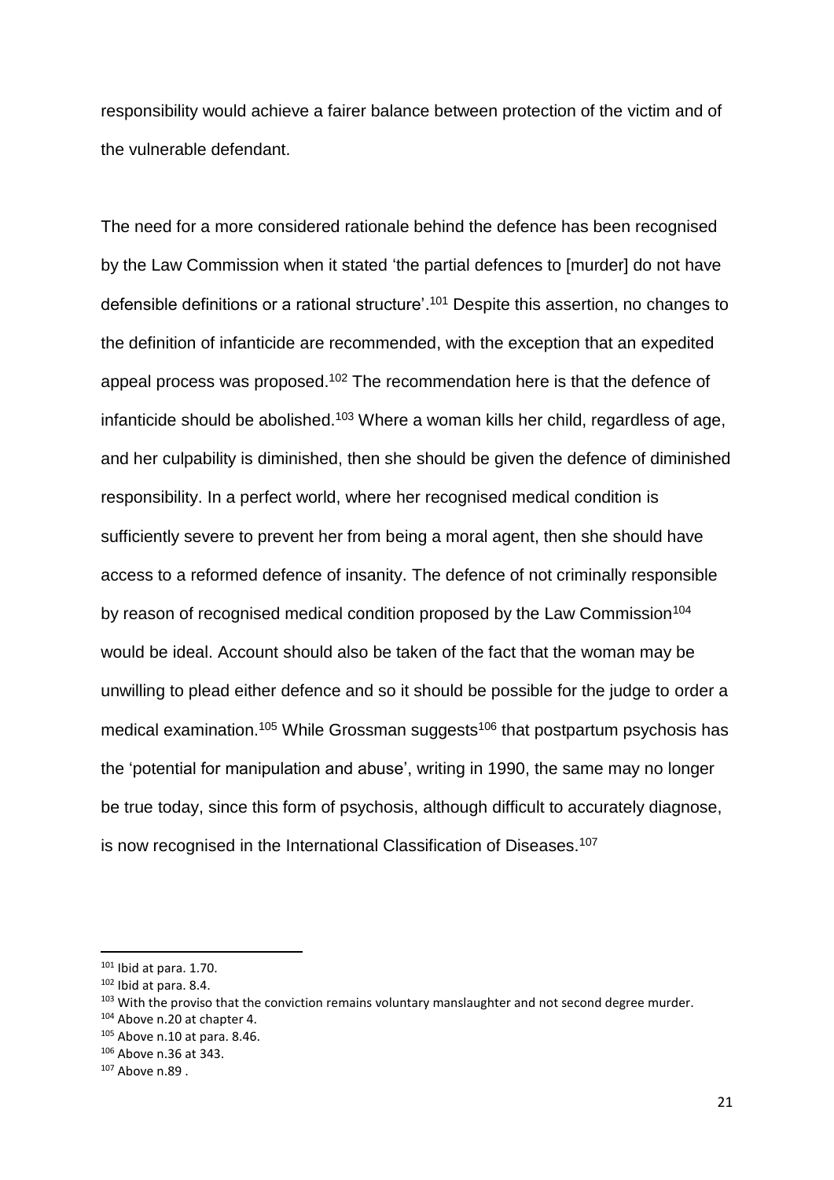responsibility would achieve a fairer balance between protection of the victim and of the vulnerable defendant.

The need for a more considered rationale behind the defence has been recognised by the Law Commission when it stated 'the partial defences to [murder] do not have defensible definitions or a rational structure'.[101] Despite this assertion, no changes to the definition of infanticide are recommended, with the exception that an expedited appeal process was proposed.[102] The recommendation here is that the defence of infanticide should be abolished.[103] Where a woman kills her child, regardless of age, and her culpability is diminished, then she should be given the defence of diminished responsibility. In a perfect world, where her recognised medical condition is sufficiently severe to prevent her from being a moral agent, then she should have access to a reformed defence of insanity. The defence of not criminally responsible by reason of recognised medical condition proposed by the Law Commission[104] would be ideal. Account should also be taken of the fact that the woman may be unwilling to plead either defence and so it should be possible for the judge to order a medical examination.[105] While Grossman suggests[106] that postpartum psychosis has the 'potential for manipulation and abuse', writing in 1990, the same may no longer be true today, since this form of psychosis, although difficult to accurately diagnose, is now recognised in the International Classification of Diseases.[107]

---

[101] Ibid at para. 1.70.

[102] Ibid at para. 8.4.

[103] With the proviso that the conviction remains voluntary manslaughter and not second degree murder.

[104] Above n.20 at chapter 4.

[105] Above n.10 at para. 8.46.

[106] Above n.36 at 343.

[107] Above n.89 .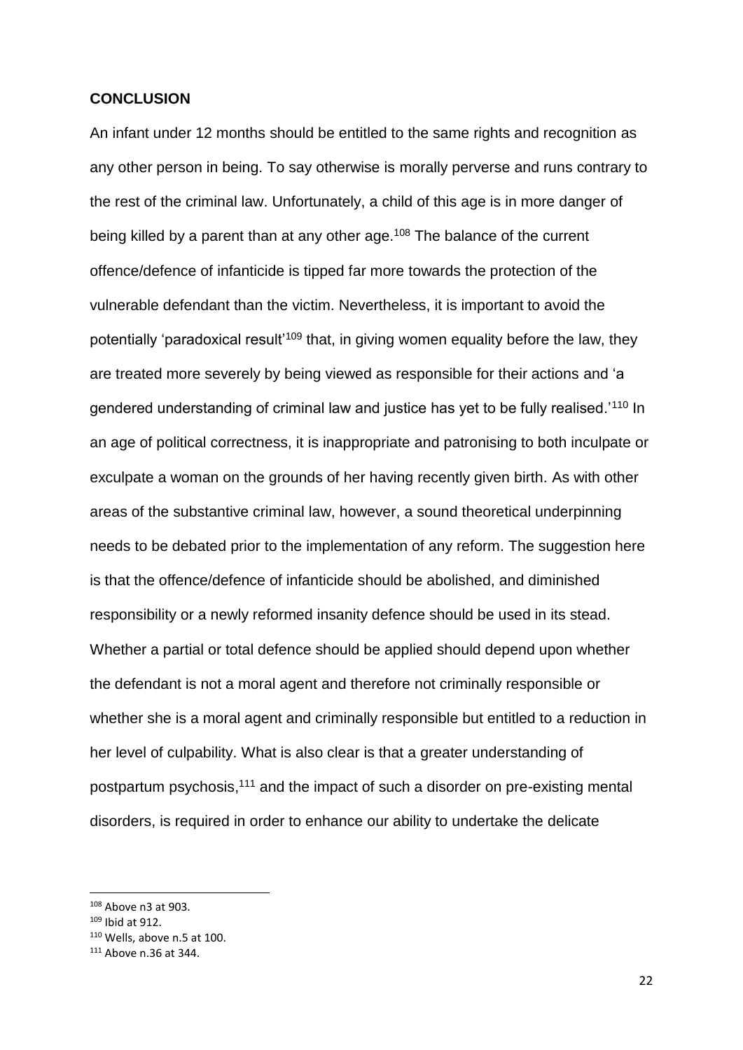## CONCLUSION

An infant under 12 months should be entitled to the same rights and recognition as any other person in being. To say otherwise is morally perverse and runs contrary to the rest of the criminal law. Unfortunately, a child of this age is in more danger of being killed by a parent than at any other age.[108] The balance of the current offence/defence of infanticide is tipped far more towards the protection of the vulnerable defendant than the victim. Nevertheless, it is important to avoid the potentially 'paradoxical result'[109] that, in giving women equality before the law, they are treated more severely by being viewed as responsible for their actions and 'a gendered understanding of criminal law and justice has yet to be fully realised.'[110] In an age of political correctness, it is inappropriate and patronising to both inculpate or exculpate a woman on the grounds of her having recently given birth. As with other areas of the substantive criminal law, however, a sound theoretical underpinning needs to be debated prior to the implementation of any reform. The suggestion here is that the offence/defence of infanticide should be abolished, and diminished responsibility or a newly reformed insanity defence should be used in its stead. Whether a partial or total defence should be applied should depend upon whether the defendant is not a moral agent and therefore not criminally responsible or whether she is a moral agent and criminally responsible but entitled to a reduction in her level of culpability. What is also clear is that a greater understanding of postpartum psychosis,[111] and the impact of such a disorder on pre-existing mental disorders, is required in order to enhance our ability to undertake the delicate

---

[108] Above n3 at 903.

[109] Ibid at 912.

[110] Wells, above n.5 at 100.

[111] Above n.36 at 344.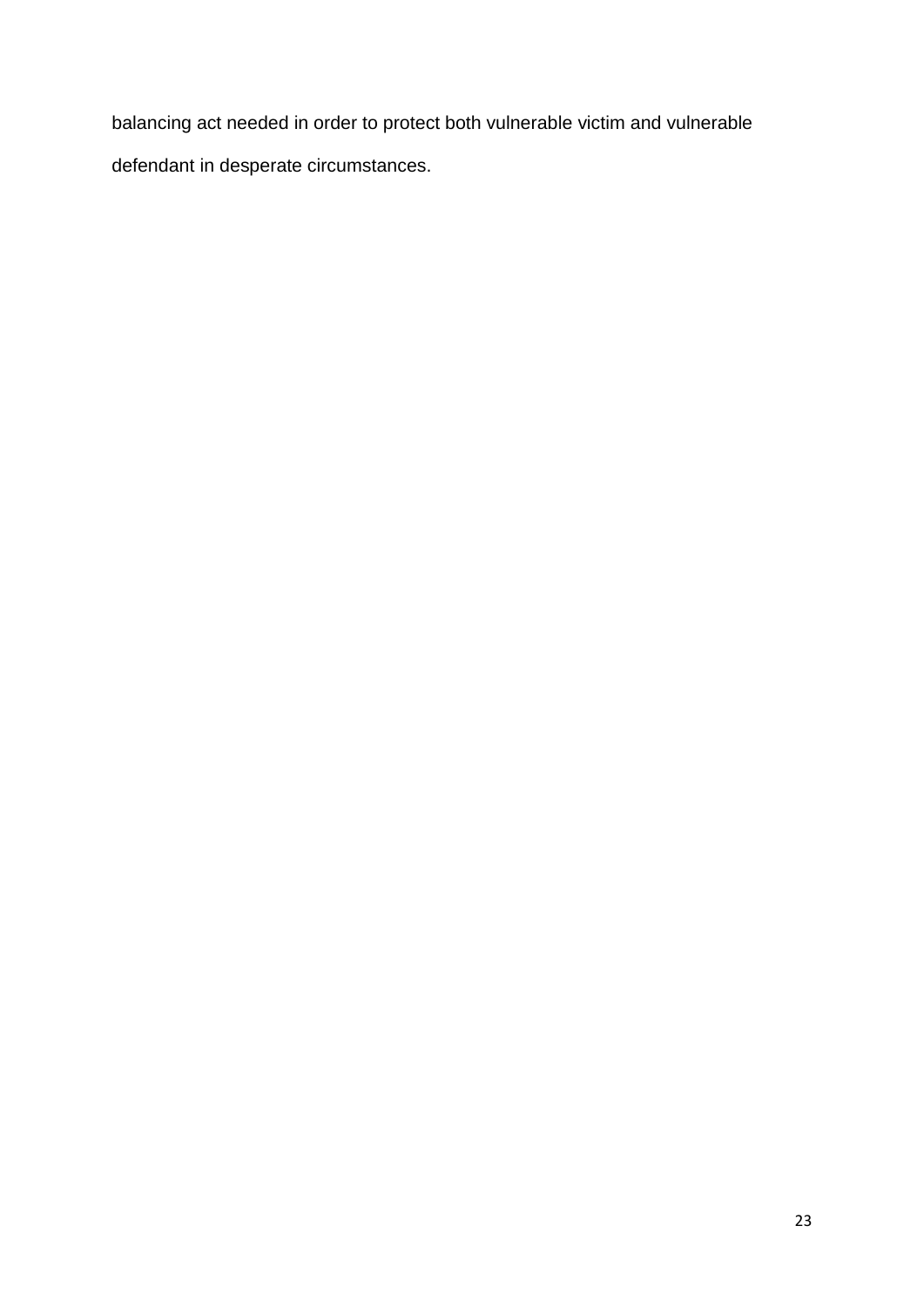balancing act needed in order to protect both vulnerable victim and vulnerable defendant in desperate circumstances.